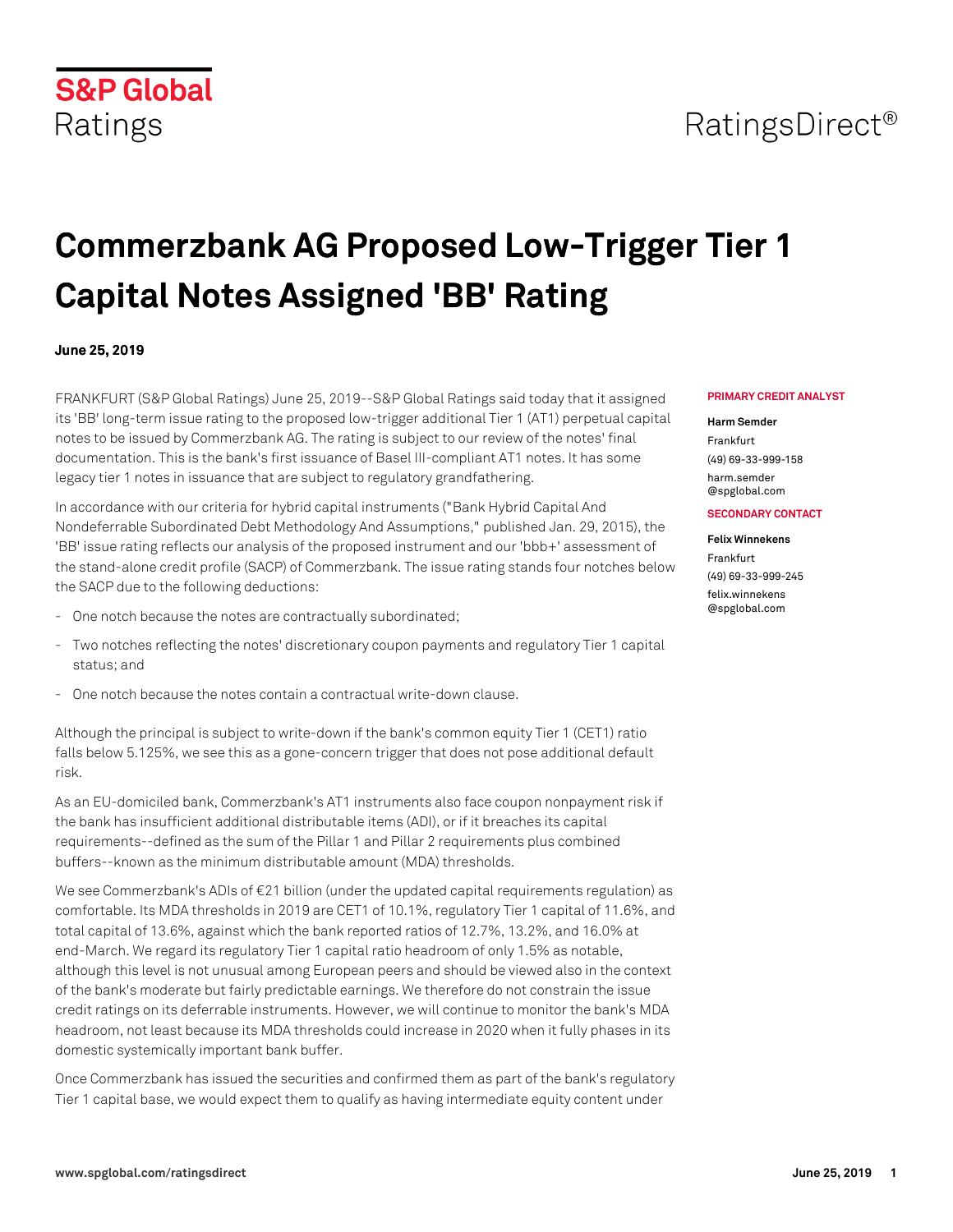S&P Global Ratings

RatingsDirect®

# Commerzbank AG Proposed Low-Trigger Tier 1 Capital Notes Assigned 'BB' Rating

**June 25, 2019**

**PRIMARY CREDIT ANALYST**

**Harm Semder**
Frankfurt
(49) 69-33-999-158
harm.semder@spglobal.com

**SECONDARY CONTACT**

**Felix Winnekens**
Frankfurt
(49) 69-33-999-245
felix.winnekens@spglobal.com

FRANKFURT (S&P Global Ratings) June 25, 2019--S&P Global Ratings said today that it assigned its 'BB' long-term issue rating to the proposed low-trigger additional Tier 1 (AT1) perpetual capital notes to be issued by Commerzbank AG. The rating is subject to our review of the notes' final documentation. This is the bank's first issuance of Basel III-compliant AT1 notes. It has some legacy tier 1 notes in issuance that are subject to regulatory grandfathering.

In accordance with our criteria for hybrid capital instruments ("Bank Hybrid Capital And Nondeferrable Subordinated Debt Methodology And Assumptions," published Jan. 29, 2015), the 'BB' issue rating reflects our analysis of the proposed instrument and our 'bbb+' assessment of the stand-alone credit profile (SACP) of Commerzbank. The issue rating stands four notches below the SACP due to the following deductions:

- One notch because the notes are contractually subordinated;
- Two notches reflecting the notes' discretionary coupon payments and regulatory Tier 1 capital status; and
- One notch because the notes contain a contractual write-down clause.

Although the principal is subject to write-down if the bank's common equity Tier 1 (CET1) ratio falls below 5.125%, we see this as a gone-concern trigger that does not pose additional default risk.

As an EU-domiciled bank, Commerzbank's AT1 instruments also face coupon nonpayment risk if the bank has insufficient additional distributable items (ADI), or if it breaches its capital requirements--defined as the sum of the Pillar 1 and Pillar 2 requirements plus combined buffers--known as the minimum distributable amount (MDA) thresholds.

We see Commerzbank's ADIs of €21 billion (under the updated capital requirements regulation) as comfortable. Its MDA thresholds in 2019 are CET1 of 10.1%, regulatory Tier 1 capital of 11.6%, and total capital of 13.6%, against which the bank reported ratios of 12.7%, 13.2%, and 16.0% at end-March. We regard its regulatory Tier 1 capital ratio headroom of only 1.5% as notable, although this level is not unusual among European peers and should be viewed also in the context of the bank's moderate but fairly predictable earnings. We therefore do not constrain the issue credit ratings on its deferrable instruments. However, we will continue to monitor the bank's MDA headroom, not least because its MDA thresholds could increase in 2020 when it fully phases in its domestic systemically important bank buffer.

Once Commerzbank has issued the securities and confirmed them as part of the bank's regulatory Tier 1 capital base, we would expect them to qualify as having intermediate equity content under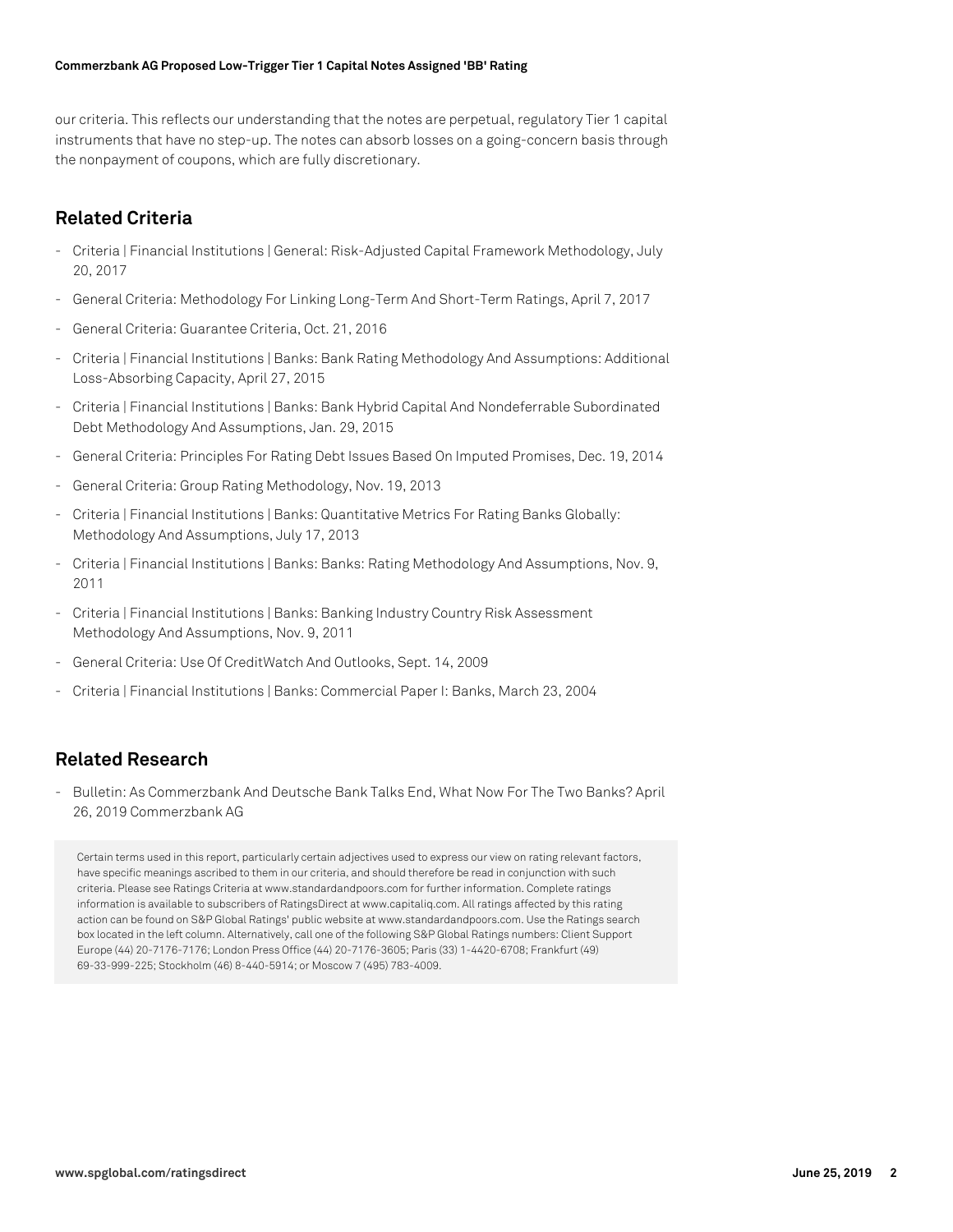our criteria. This reflects our understanding that the notes are perpetual, regulatory Tier 1 capital instruments that have no step-up. The notes can absorb losses on a going-concern basis through the nonpayment of coupons, which are fully discretionary.

## Related Criteria

- Criteria | Financial Institutions | General: Risk-Adjusted Capital Framework Methodology, July 20, 2017
- General Criteria: Methodology For Linking Long-Term And Short-Term Ratings, April 7, 2017
- General Criteria: Guarantee Criteria, Oct. 21, 2016
- Criteria | Financial Institutions | Banks: Bank Rating Methodology And Assumptions: Additional Loss-Absorbing Capacity, April 27, 2015
- Criteria | Financial Institutions | Banks: Bank Hybrid Capital And Nondeferrable Subordinated Debt Methodology And Assumptions, Jan. 29, 2015
- General Criteria: Principles For Rating Debt Issues Based On Imputed Promises, Dec. 19, 2014
- General Criteria: Group Rating Methodology, Nov. 19, 2013
- Criteria | Financial Institutions | Banks: Quantitative Metrics For Rating Banks Globally: Methodology And Assumptions, July 17, 2013
- Criteria | Financial Institutions | Banks: Banks: Rating Methodology And Assumptions, Nov. 9, 2011
- Criteria | Financial Institutions | Banks: Banking Industry Country Risk Assessment Methodology And Assumptions, Nov. 9, 2011
- General Criteria: Use Of CreditWatch And Outlooks, Sept. 14, 2009
- Criteria | Financial Institutions | Banks: Commercial Paper I: Banks, March 23, 2004

## Related Research

- Bulletin: As Commerzbank And Deutsche Bank Talks End, What Now For The Two Banks? April 26, 2019 Commerzbank AG

Certain terms used in this report, particularly certain adjectives used to express our view on rating relevant factors, have specific meanings ascribed to them in our criteria, and should therefore be read in conjunction with such criteria. Please see Ratings Criteria at www.standardandpoors.com for further information. Complete ratings information is available to subscribers of RatingsDirect at www.capitaliq.com. All ratings affected by this rating action can be found on S&P Global Ratings' public website at www.standardandpoors.com. Use the Ratings search box located in the left column. Alternatively, call one of the following S&P Global Ratings numbers: Client Support Europe (44) 20-7176-7176; London Press Office (44) 20-7176-3605; Paris (33) 1-4420-6708; Frankfurt (49) 69-33-999-225; Stockholm (46) 8-440-5914; or Moscow 7 (495) 783-4009.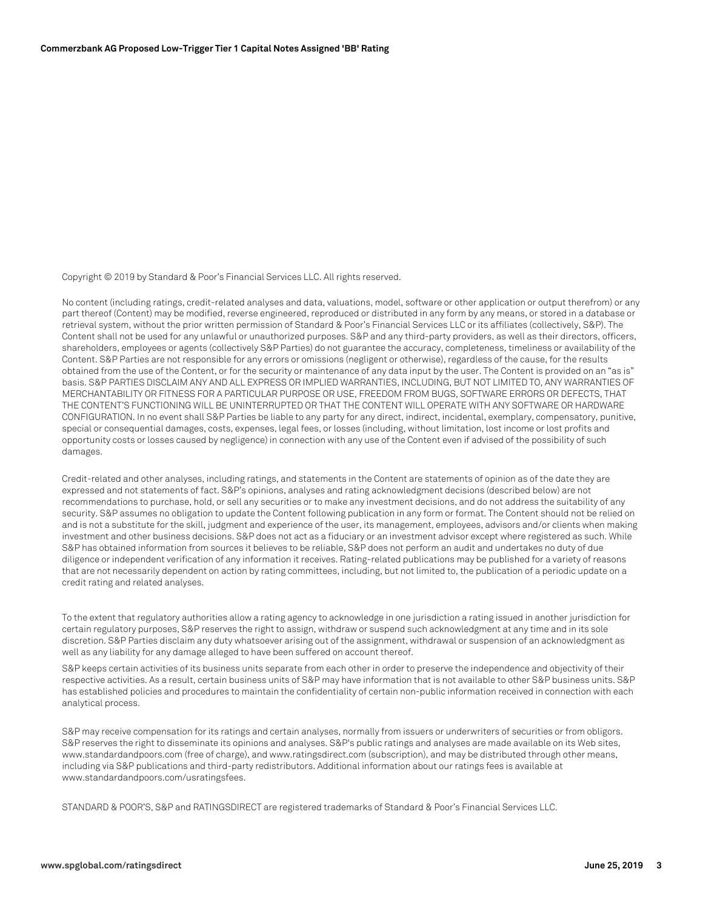Copyright © 2019 by Standard & Poor's Financial Services LLC. All rights reserved.

No content (including ratings, credit-related analyses and data, valuations, model, software or other application or output therefrom) or any part thereof (Content) may be modified, reverse engineered, reproduced or distributed in any form by any means, or stored in a database or retrieval system, without the prior written permission of Standard & Poor's Financial Services LLC or its affiliates (collectively, S&P). The Content shall not be used for any unlawful or unauthorized purposes. S&P and any third-party providers, as well as their directors, officers, shareholders, employees or agents (collectively S&P Parties) do not guarantee the accuracy, completeness, timeliness or availability of the Content. S&P Parties are not responsible for any errors or omissions (negligent or otherwise), regardless of the cause, for the results obtained from the use of the Content, or for the security or maintenance of any data input by the user. The Content is provided on an "as is" basis. S&P PARTIES DISCLAIM ANY AND ALL EXPRESS OR IMPLIED WARRANTIES, INCLUDING, BUT NOT LIMITED TO, ANY WARRANTIES OF MERCHANTABILITY OR FITNESS FOR A PARTICULAR PURPOSE OR USE, FREEDOM FROM BUGS, SOFTWARE ERRORS OR DEFECTS, THAT THE CONTENT'S FUNCTIONING WILL BE UNINTERRUPTED OR THAT THE CONTENT WILL OPERATE WITH ANY SOFTWARE OR HARDWARE CONFIGURATION. In no event shall S&P Parties be liable to any party for any direct, indirect, incidental, exemplary, compensatory, punitive, special or consequential damages, costs, expenses, legal fees, or losses (including, without limitation, lost income or lost profits and opportunity costs or losses caused by negligence) in connection with any use of the Content even if advised of the possibility of such damages.

Credit-related and other analyses, including ratings, and statements in the Content are statements of opinion as of the date they are expressed and not statements of fact. S&P's opinions, analyses and rating acknowledgment decisions (described below) are not recommendations to purchase, hold, or sell any securities or to make any investment decisions, and do not address the suitability of any security. S&P assumes no obligation to update the Content following publication in any form or format. The Content should not be relied on and is not a substitute for the skill, judgment and experience of the user, its management, employees, advisors and/or clients when making investment and other business decisions. S&P does not act as a fiduciary or an investment advisor except where registered as such. While S&P has obtained information from sources it believes to be reliable, S&P does not perform an audit and undertakes no duty of due diligence or independent verification of any information it receives. Rating-related publications may be published for a variety of reasons that are not necessarily dependent on action by rating committees, including, but not limited to, the publication of a periodic update on a credit rating and related analyses.

To the extent that regulatory authorities allow a rating agency to acknowledge in one jurisdiction a rating issued in another jurisdiction for certain regulatory purposes, S&P reserves the right to assign, withdraw or suspend such acknowledgment at any time and in its sole discretion. S&P Parties disclaim any duty whatsoever arising out of the assignment, withdrawal or suspension of an acknowledgment as well as any liability for any damage alleged to have been suffered on account thereof.

S&P keeps certain activities of its business units separate from each other in order to preserve the independence and objectivity of their respective activities. As a result, certain business units of S&P may have information that is not available to other S&P business units. S&P has established policies and procedures to maintain the confidentiality of certain non-public information received in connection with each analytical process.

S&P may receive compensation for its ratings and certain analyses, normally from issuers or underwriters of securities or from obligors. S&P reserves the right to disseminate its opinions and analyses. S&P's public ratings and analyses are made available on its Web sites, www.standardandpoors.com (free of charge), and www.ratingsdirect.com (subscription), and may be distributed through other means, including via S&P publications and third-party redistributors. Additional information about our ratings fees is available at www.standardandpoors.com/usratingsfees.

STANDARD & POOR'S, S&P and RATINGSDIRECT are registered trademarks of Standard & Poor's Financial Services LLC.